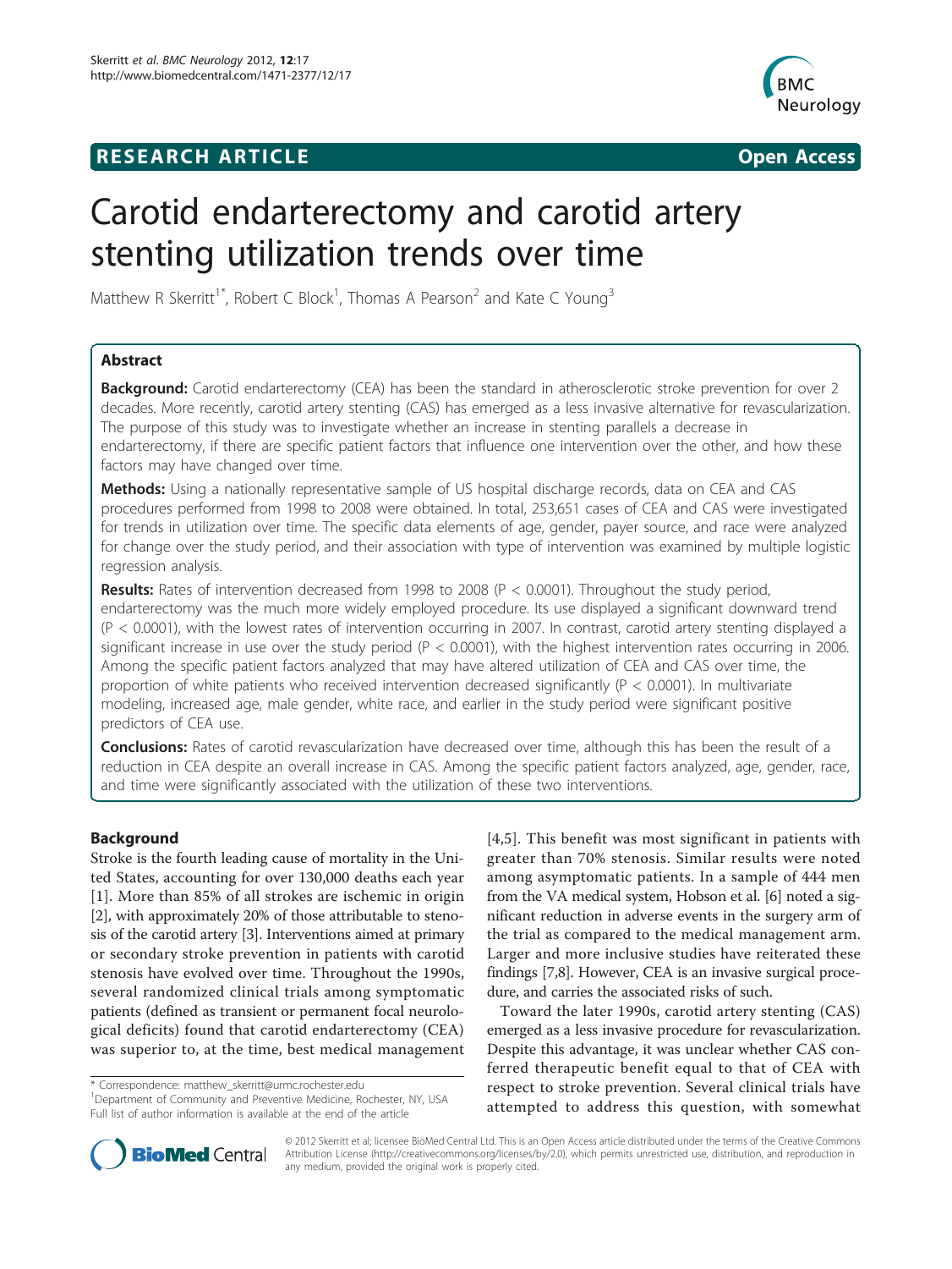**RESEARCH ARTICLE** **Open Access**

# Carotid endarterectomy and carotid artery stenting utilization trends over time

Matthew R Skerritt[1*], Robert C Block[1], Thomas A Pearson[2] and Kate C Young[3]

## Abstract

**Background:** Carotid endarterectomy (CEA) has been the standard in atherosclerotic stroke prevention for over 2 decades. More recently, carotid artery stenting (CAS) has emerged as a less invasive alternative for revascularization. The purpose of this study was to investigate whether an increase in stenting parallels a decrease in endarterectomy, if there are specific patient factors that influence one intervention over the other, and how these factors may have changed over time.

**Methods:** Using a nationally representative sample of US hospital discharge records, data on CEA and CAS procedures performed from 1998 to 2008 were obtained. In total, 253,651 cases of CEA and CAS were investigated for trends in utilization over time. The specific data elements of age, gender, payer source, and race were analyzed for change over the study period, and their association with type of intervention was examined by multiple logistic regression analysis.

**Results:** Rates of intervention decreased from 1998 to 2008 ($P < 0.0001$). Throughout the study period, endarterectomy was the much more widely employed procedure. Its use displayed a significant downward trend ($P < 0.0001$), with the lowest rates of intervention occurring in 2007. In contrast, carotid artery stenting displayed a significant increase in use over the study period ($P < 0.0001$), with the highest intervention rates occurring in 2006. Among the specific patient factors analyzed that may have altered utilization of CEA and CAS over time, the proportion of white patients who received intervention decreased significantly ($P < 0.0001$). In multivariate modeling, increased age, male gender, white race, and earlier in the study period were significant positive predictors of CEA use.

**Conclusions:** Rates of carotid revascularization have decreased over time, although this has been the result of a reduction in CEA despite an overall increase in CAS. Among the specific patient factors analyzed, age, gender, race, and time were significantly associated with the utilization of these two interventions.

## Background

Stroke is the fourth leading cause of mortality in the United States, accounting for over 130,000 deaths each year [1]. More than 85% of all strokes are ischemic in origin [2], with approximately 20% of those attributable to stenosis of the carotid artery [3]. Interventions aimed at primary or secondary stroke prevention in patients with carotid stenosis have evolved over time. Throughout the 1990s, several randomized clinical trials among symptomatic patients (defined as transient or permanent focal neurological deficits) found that carotid endarterectomy (CEA) was superior to, at the time, best medical management [4,5]. This benefit was most significant in patients with greater than 70% stenosis. Similar results were noted among asymptomatic patients. In a sample of 444 men from the VA medical system, Hobson et al. [6] noted a significant reduction in adverse events in the surgery arm of the trial as compared to the medical management arm. Larger and more inclusive studies have reiterated these findings [7,8]. However, CEA is an invasive surgical procedure, and carries the associated risks of such.

Toward the later 1990s, carotid artery stenting (CAS) emerged as a less invasive procedure for revascularization. Despite this advantage, it was unclear whether CAS conferred therapeutic benefit equal to that of CEA with respect to stroke prevention. Several clinical trials have attempted to address this question, with somewhat

\* Correspondence: matthew_skerritt@urmc.rochester.edu
[1]Department of Community and Preventive Medicine, Rochester, NY, USA
Full list of author information is available at the end of the article

© 2012 Skerritt et al; licensee BioMed Central Ltd. This is an Open Access article distributed under the terms of the Creative Commons Attribution License (http://creativecommons.org/licenses/by/2.0), which permits unrestricted use, distribution, and reproduction in any medium, provided the original work is properly cited.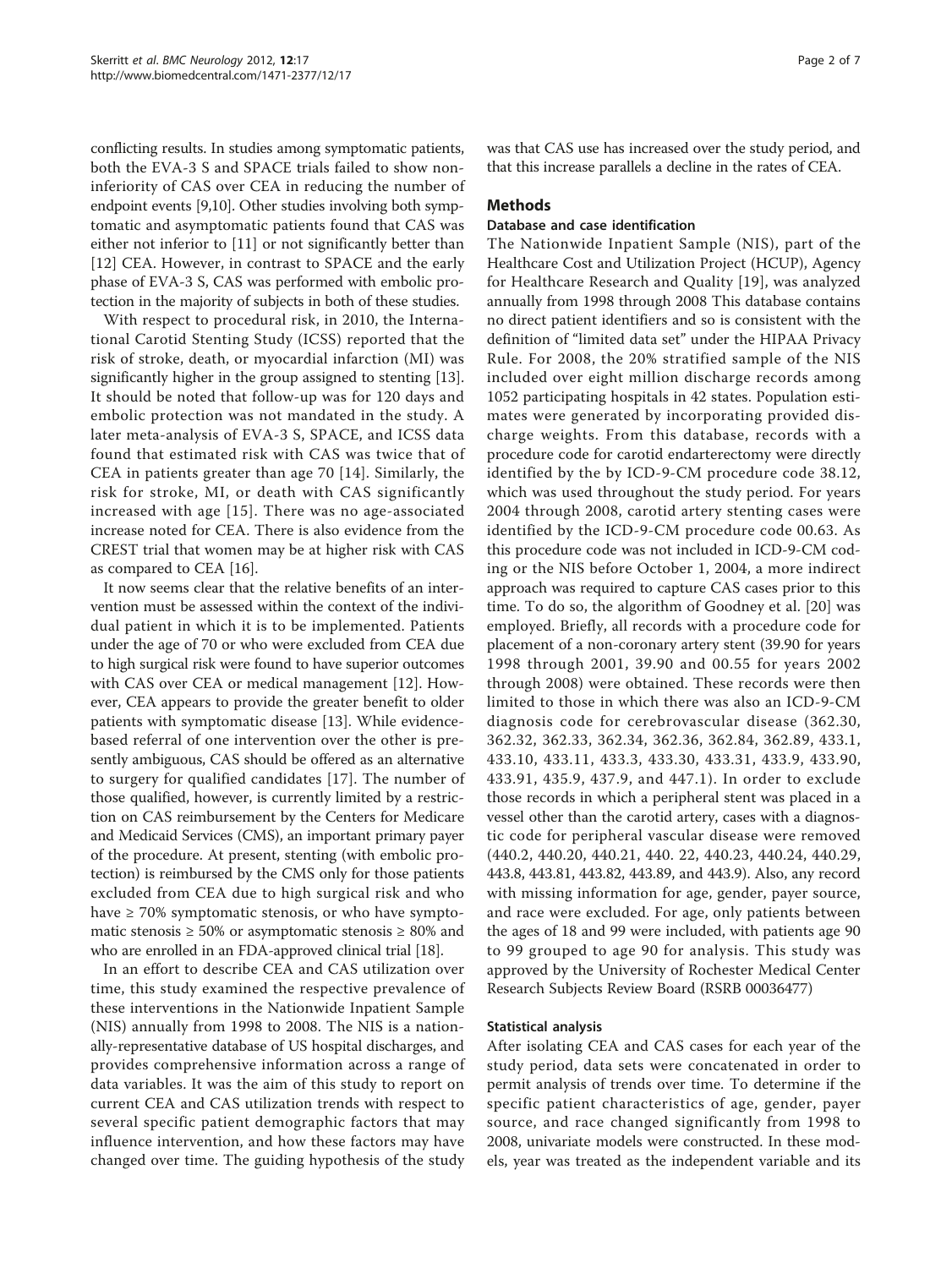conflicting results. In studies among symptomatic patients, both the EVA-3 S and SPACE trials failed to show non-inferiority of CAS over CEA in reducing the number of endpoint events [9,10]. Other studies involving both symptomatic and asymptomatic patients found that CAS was either not inferior to [11] or not significantly better than [12] CEA. However, in contrast to SPACE and the early phase of EVA-3 S, CAS was performed with embolic protection in the majority of subjects in both of these studies.

With respect to procedural risk, in 2010, the International Carotid Stenting Study (ICSS) reported that the risk of stroke, death, or myocardial infarction (MI) was significantly higher in the group assigned to stenting [13]. It should be noted that follow-up was for 120 days and embolic protection was not mandated in the study. A later meta-analysis of EVA-3 S, SPACE, and ICSS data found that estimated risk with CAS was twice that of CEA in patients greater than age 70 [14]. Similarly, the risk for stroke, MI, or death with CAS significantly increased with age [15]. There was no age-associated increase noted for CEA. There is also evidence from the CREST trial that women may be at higher risk with CAS as compared to CEA [16].

It now seems clear that the relative benefits of an intervention must be assessed within the context of the individual patient in which it is to be implemented. Patients under the age of 70 or who were excluded from CEA due to high surgical risk were found to have superior outcomes with CAS over CEA or medical management [12]. However, CEA appears to provide the greater benefit to older patients with symptomatic disease [13]. While evidence-based referral of one intervention over the other is presently ambiguous, CAS should be offered as an alternative to surgery for qualified candidates [17]. The number of those qualified, however, is currently limited by a restriction on CAS reimbursement by the Centers for Medicare and Medicaid Services (CMS), an important primary payer of the procedure. At present, stenting (with embolic protection) is reimbursed by the CMS only for those patients excluded from CEA due to high surgical risk and who have ≥ 70% symptomatic stenosis, or who have symptomatic stenosis ≥ 50% or asymptomatic stenosis ≥ 80% and who are enrolled in an FDA-approved clinical trial [18].

In an effort to describe CEA and CAS utilization over time, this study examined the respective prevalence of these interventions in the Nationwide Inpatient Sample (NIS) annually from 1998 to 2008. The NIS is a nationally-representative database of US hospital discharges, and provides comprehensive information across a range of data variables. It was the aim of this study to report on current CEA and CAS utilization trends with respect to several specific patient demographic factors that may influence intervention, and how these factors may have changed over time. The guiding hypothesis of the study was that CAS use has increased over the study period, and that this increase parallels a decline in the rates of CEA.

## Methods

### Database and case identification

The Nationwide Inpatient Sample (NIS), part of the Healthcare Cost and Utilization Project (HCUP), Agency for Healthcare Research and Quality [19], was analyzed annually from 1998 through 2008 This database contains no direct patient identifiers and so is consistent with the definition of "limited data set" under the HIPAA Privacy Rule. For 2008, the 20% stratified sample of the NIS included over eight million discharge records among 1052 participating hospitals in 42 states. Population estimates were generated by incorporating provided discharge weights. From this database, records with a procedure code for carotid endarterectomy were directly identified by the by ICD-9-CM procedure code 38.12, which was used throughout the study period. For years 2004 through 2008, carotid artery stenting cases were identified by the ICD-9-CM procedure code 00.63. As this procedure code was not included in ICD-9-CM coding or the NIS before October 1, 2004, a more indirect approach was required to capture CAS cases prior to this time. To do so, the algorithm of Goodney et al. [20] was employed. Briefly, all records with a procedure code for placement of a non-coronary artery stent (39.90 for years 1998 through 2001, 39.90 and 00.55 for years 2002 through 2008) were obtained. These records were then limited to those in which there was also an ICD-9-CM diagnosis code for cerebrovascular disease (362.30, 362.32, 362.33, 362.34, 362.36, 362.84, 362.89, 433.1, 433.10, 433.11, 433.3, 433.30, 433.31, 433.9, 433.90, 433.91, 435.9, 437.9, and 447.1). In order to exclude those records in which a peripheral stent was placed in a vessel other than the carotid artery, cases with a diagnostic code for peripheral vascular disease were removed (440.2, 440.20, 440.21, 440. 22, 440.23, 440.24, 440.29, 443.8, 443.81, 443.82, 443.89, and 443.9). Also, any record with missing information for age, gender, payer source, and race were excluded. For age, only patients between the ages of 18 and 99 were included, with patients age 90 to 99 grouped to age 90 for analysis. This study was approved by the University of Rochester Medical Center Research Subjects Review Board (RSRB 00036477)

### Statistical analysis

After isolating CEA and CAS cases for each year of the study period, data sets were concatenated in order to permit analysis of trends over time. To determine if the specific patient characteristics of age, gender, payer source, and race changed significantly from 1998 to 2008, univariate models were constructed. In these models, year was treated as the independent variable and its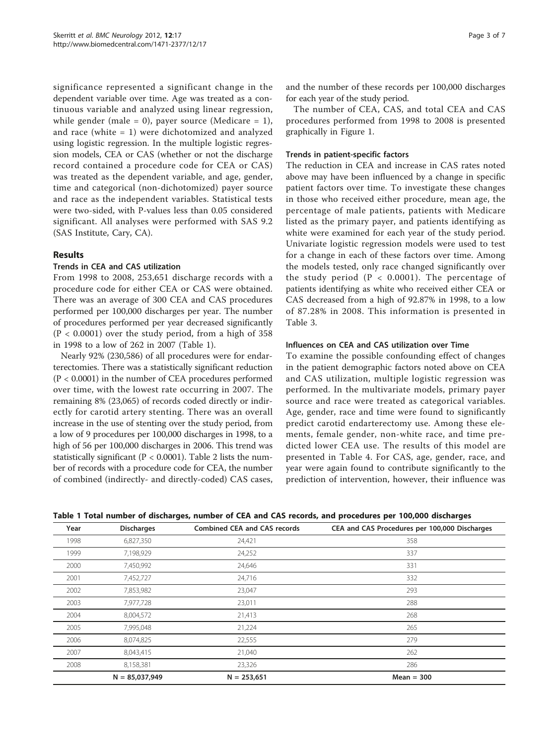significance represented a significant change in the dependent variable over time. Age was treated as a continuous variable and analyzed using linear regression, while gender (male = 0), payer source (Medicare = 1), and race (white = 1) were dichotomized and analyzed using logistic regression. In the multiple logistic regression models, CEA or CAS (whether or not the discharge record contained a procedure code for CEA or CAS) was treated as the dependent variable, and age, gender, time and categorical (non-dichotomized) payer source and race as the independent variables. Statistical tests were two-sided, with P-values less than 0.05 considered significant. All analyses were performed with SAS 9.2 (SAS Institute, Cary, CA).

## Results

### Trends in CEA and CAS utilization

From 1998 to 2008, 253,651 discharge records with a procedure code for either CEA or CAS were obtained. There was an average of 300 CEA and CAS procedures performed per 100,000 discharges per year. The number of procedures performed per year decreased significantly ($P < 0.0001$) over the study period, from a high of 358 in 1998 to a low of 262 in 2007 (Table 1).

Nearly 92% (230,586) of all procedures were for endarterectomies. There was a statistically significant reduction ($P < 0.0001$) in the number of CEA procedures performed over time, with the lowest rate occurring in 2007. The remaining 8% (23,065) of records coded directly or indirectly for carotid artery stenting. There was an overall increase in the use of stenting over the study period, from a low of 9 procedures per 100,000 discharges in 1998, to a high of 56 per 100,000 discharges in 2006. This trend was statistically significant ($P < 0.0001$). Table 2 lists the number of records with a procedure code for CEA, the number of combined (indirectly- and directly-coded) CAS cases, and the number of these records per 100,000 discharges for each year of the study period.

The number of CEA, CAS, and total CEA and CAS procedures performed from 1998 to 2008 is presented graphically in Figure 1.

### Trends in patient-specific factors

The reduction in CEA and increase in CAS rates noted above may have been influenced by a change in specific patient factors over time. To investigate these changes in those who received either procedure, mean age, the percentage of male patients, patients with Medicare listed as the primary payer, and patients identifying as white were examined for each year of the study period. Univariate logistic regression models were used to test for a change in each of these factors over time. Among the models tested, only race changed significantly over the study period ($P < 0.0001$). The percentage of patients identifying as white who received either CEA or CAS decreased from a high of 92.87% in 1998, to a low of 87.28% in 2008. This information is presented in Table 3.

### Influences on CEA and CAS utilization over Time

To examine the possible confounding effect of changes in the patient demographic factors noted above on CEA and CAS utilization, multiple logistic regression was performed. In the multivariate models, primary payer source and race were treated as categorical variables. Age, gender, race and time were found to significantly predict carotid endarterectomy use. Among these elements, female gender, non-white race, and time predicted lower CEA use. The results of this model are presented in Table 4. For CAS, age, gender, race, and year were again found to contribute significantly to the prediction of intervention, however, their influence was

**Table 1 Total number of discharges, number of CEA and CAS records, and procedures per 100,000 discharges**

| Year | Discharges | Combined CEA and CAS records | CEA and CAS Procedures per 100,000 Discharges |
|---|---|---|---|
| 1998 | 6,827,350 | 24,421 | 358 |
| 1999 | 7,198,929 | 24,252 | 337 |
| 2000 | 7,450,992 | 24,646 | 331 |
| 2001 | 7,452,727 | 24,716 | 332 |
| 2002 | 7,853,982 | 23,047 | 293 |
| 2003 | 7,977,728 | 23,011 | 288 |
| 2004 | 8,004,572 | 21,413 | 268 |
| 2005 | 7,995,048 | 21,224 | 265 |
| 2006 | 8,074,825 | 22,555 | 279 |
| 2007 | 8,043,415 | 21,040 | 262 |
| 2008 | 8,158,381 | 23,326 | 286 |
| | **N = 85,037,949** | **N = 253,651** | **Mean = 300** |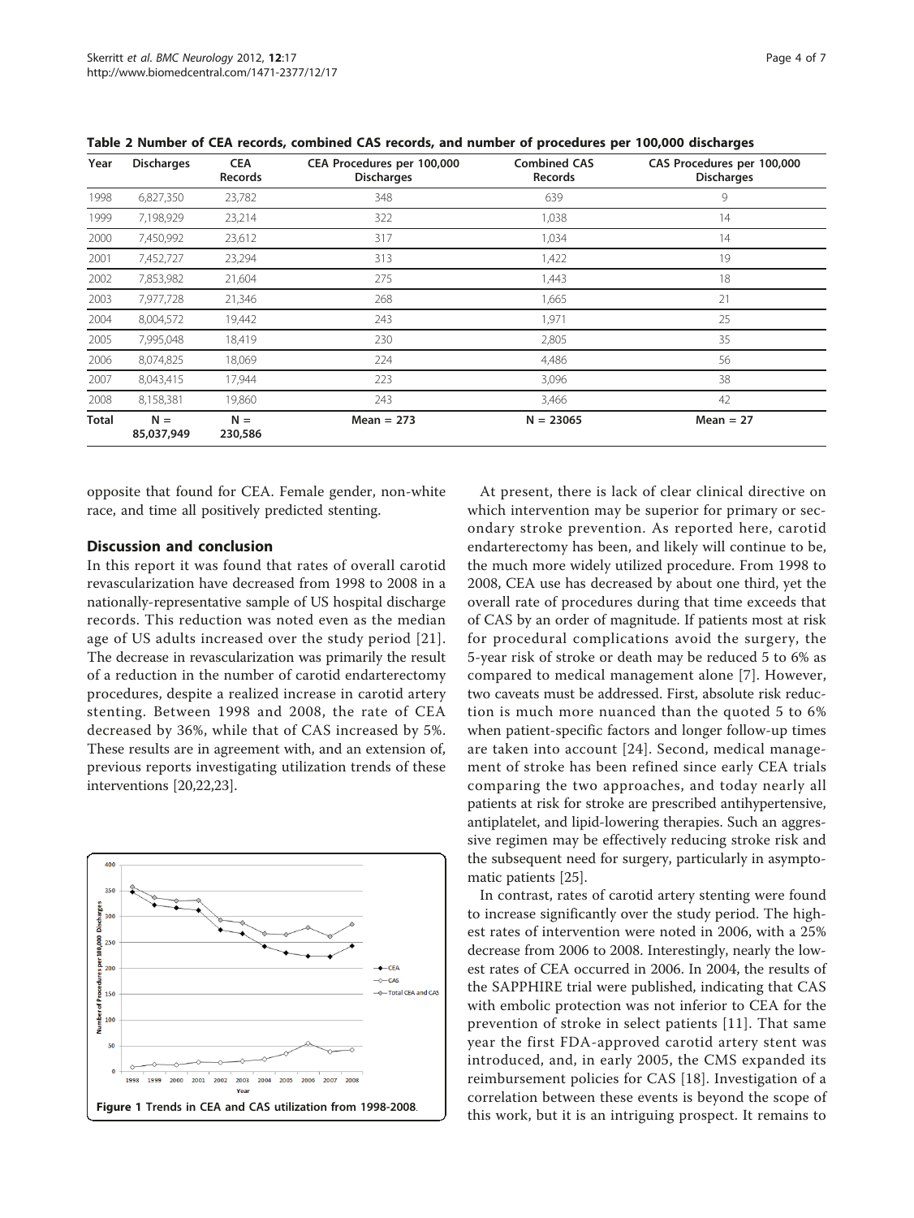**Table 2 Number of CEA records, combined CAS records, and number of procedures per 100,000 discharges**

| Year | Discharges | CEA Records | CEA Procedures per 100,000 Discharges | Combined CAS Records | CAS Procedures per 100,000 Discharges |
|---|---|---|---|---|---|
| 1998 | 6,827,350 | 23,782 | 348 | 639 | 9 |
| 1999 | 7,198,929 | 23,214 | 322 | 1,038 | 14 |
| 2000 | 7,450,992 | 23,612 | 317 | 1,034 | 14 |
| 2001 | 7,452,727 | 23,294 | 313 | 1,422 | 19 |
| 2002 | 7,853,982 | 21,604 | 275 | 1,443 | 18 |
| 2003 | 7,977,728 | 21,346 | 268 | 1,665 | 21 |
| 2004 | 8,004,572 | 19,442 | 243 | 1,971 | 25 |
| 2005 | 7,995,048 | 18,419 | 230 | 2,805 | 35 |
| 2006 | 8,074,825 | 18,069 | 224 | 4,486 | 56 |
| 2007 | 8,043,415 | 17,944 | 223 | 3,096 | 38 |
| 2008 | 8,158,381 | 19,860 | 243 | 3,466 | 42 |
| **Total** | **N = 85,037,949** | **N = 230,586** | **Mean = 273** | **N = 23065** | **Mean = 27** |

opposite that found for CEA. Female gender, non-white race, and time all positively predicted stenting.

## Discussion and conclusion

In this report it was found that rates of overall carotid revascularization have decreased from 1998 to 2008 in a nationally-representative sample of US hospital discharge records. This reduction was noted even as the median age of US adults increased over the study period [21]. The decrease in revascularization was primarily the result of a reduction in the number of carotid endarterectomy procedures, despite a realized increase in carotid artery stenting. Between 1998 and 2008, the rate of CEA decreased by 36%, while that of CAS increased by 5%. These results are in agreement with, and an extension of, previous reports investigating utilization trends of these interventions [20,22,23].

**Figure 1** Trends in CEA and CAS utilization from 1998-2008.

At present, there is lack of clear clinical directive on which intervention may be superior for primary or secondary stroke prevention. As reported here, carotid endarterectomy has been, and likely will continue to be, the much more widely utilized procedure. From 1998 to 2008, CEA use has decreased by about one third, yet the overall rate of procedures during that time exceeds that of CAS by an order of magnitude. If patients most at risk for procedural complications avoid the surgery, the 5-year risk of stroke or death may be reduced 5 to 6% as compared to medical management alone [7]. However, two caveats must be addressed. First, absolute risk reduction is much more nuanced than the quoted 5 to 6% when patient-specific factors and longer follow-up times are taken into account [24]. Second, medical management of stroke has been refined since early CEA trials comparing the two approaches, and today nearly all patients at risk for stroke are prescribed antihypertensive, antiplatelet, and lipid-lowering therapies. Such an aggressive regimen may be effectively reducing stroke risk and the subsequent need for surgery, particularly in asymptomatic patients [25].

In contrast, rates of carotid artery stenting were found to increase significantly over the study period. The highest rates of intervention were noted in 2006, with a 25% decrease from 2006 to 2008. Interestingly, nearly the lowest rates of CEA occurred in 2006. In 2004, the results of the SAPPHIRE trial were published, indicating that CAS with embolic protection was not inferior to CEA for the prevention of stroke in select patients [11]. That same year the first FDA-approved carotid artery stent was introduced, and, in early 2005, the CMS expanded its reimbursement policies for CAS [18]. Investigation of a correlation between these events is beyond the scope of this work, but it is an intriguing prospect. It remains to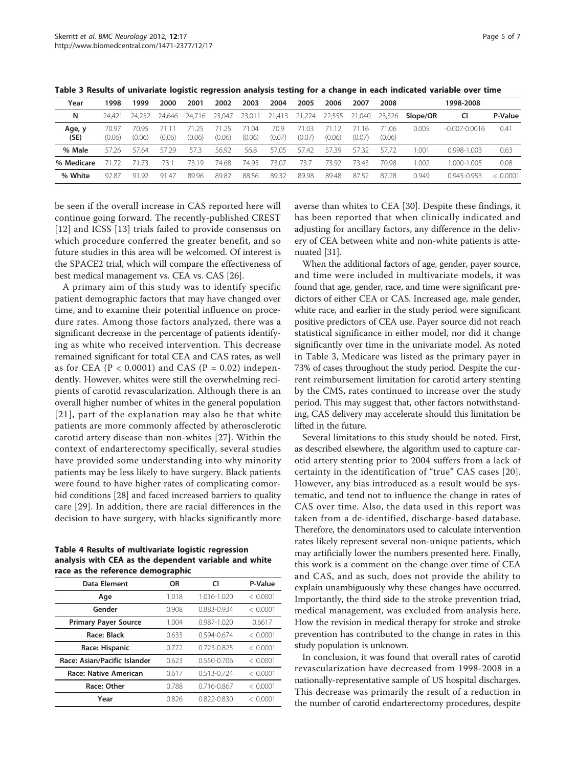**Table 3 Results of univariate logistic regression analysis testing for a change in each indicated variable over time**

| Year | 1998 | 1999 | 2000 | 2001 | 2002 | 2003 | 2004 | 2005 | 2006 | 2007 | 2008 | 1998-2008 | | |
|---|---|---|---|---|---|---|---|---|---|---|---|---|---|---|
| N | 24,421 | 24,252 | 24,646 | 24,716 | 23,047 | 23,011 | 21,413 | 21,224 | 22,555 | 21,040 | 23,326 | Slope/OR | CI | P-Value |
| Age, y (SE) | 70.97 (0.06) | 70.95 (0.06) | 71.11 (0.06) | 71.25 (0.06) | 71.25 (0.06) | 71.04 (0.06) | 70.9 (0.07) | 71.03 (0.07) | 71.12 (0.06) | 71.16 (0.07) | 71.06 (0.06) | 0.005 | -0.007-0.0016 | 0.41 |
| % Male | 57.26 | 57.64 | 57.29 | 57.3 | 56.92 | 56.8 | 57.05 | 57.42 | 57.39 | 57.32 | 57.72 | 1.001 | 0.998-1.003 | 0.63 |
| % Medicare | 71.72 | 71.73 | 73.1 | 73.19 | 74.68 | 74.95 | 73.07 | 73.7 | 73.92 | 73.43 | 70.98 | 1.002 | 1.000-1.005 | 0.08 |
| % White | 92.87 | 91.92 | 91.47 | 89.96 | 89.82 | 88.56 | 89.32 | 89.98 | 89.48 | 87.52 | 87.28 | 0.949 | 0.945-0.953 | < 0.0001 |

be seen if the overall increase in CAS reported here will continue going forward. The recently-published CREST [12] and ICSS [13] trials failed to provide consensus on which procedure conferred the greater benefit, and so future studies in this area will be welcomed. Of interest is the SPACE2 trial, which will compare the effectiveness of best medical management vs. CEA vs. CAS [26].

A primary aim of this study was to identify specific patient demographic factors that may have changed over time, and to examine their potential influence on procedure rates. Among those factors analyzed, there was a significant decrease in the percentage of patients identifying as white who received intervention. This decrease remained significant for total CEA and CAS rates, as well as for CEA ($P < 0.0001$) and CAS ($P = 0.02$) independently. However, whites were still the overwhelming recipients of carotid revascularization. Although there is an overall higher number of whites in the general population [21], part of the explanation may also be that white patients are more commonly affected by atherosclerotic carotid artery disease than non-whites [27]. Within the context of endarterectomy specifically, several studies have provided some understanding into why minority patients may be less likely to have surgery. Black patients were found to have higher rates of complicating comorbid conditions [28] and faced increased barriers to quality care [29]. In addition, there are racial differences in the decision to have surgery, with blacks significantly more averse than whites to CEA [30]. Despite these findings, it has been reported that when clinically indicated and adjusting for ancillary factors, any difference in the delivery of CEA between white and non-white patients is attenuated [31].

**Table 4 Results of multivariate logistic regression analysis with CEA as the dependent variable and white race as the reference demographic**

| Data Element | OR | CI | P-Value |
|---|---|---|---|
| Age | 1.018 | 1.016-1.020 | < 0.0001 |
| Gender | 0.908 | 0.883-0.934 | < 0.0001 |
| Primary Payer Source | 1.004 | 0.987-1.020 | 0.6617 |
| Race: Black | 0.633 | 0.594-0.674 | < 0.0001 |
| Race: Hispanic | 0.772 | 0.723-0.825 | < 0.0001 |
| Race: Asian/Pacific Islander | 0.623 | 0.550-0.706 | < 0.0001 |
| Race: Native American | 0.617 | 0.513-0.724 | < 0.0001 |
| Race: Other | 0.788 | 0.716-0.867 | < 0.0001 |
| Year | 0.826 | 0.822-0.830 | < 0.0001 |

When the additional factors of age, gender, payer source, and time were included in multivariate models, it was found that age, gender, race, and time were significant predictors of either CEA or CAS. Increased age, male gender, white race, and earlier in the study period were significant positive predictors of CEA use. Payer source did not reach statistical significance in either model, nor did it change significantly over time in the univariate model. As noted in Table 3, Medicare was listed as the primary payer in 73% of cases throughout the study period. Despite the current reimbursement limitation for carotid artery stenting by the CMS, rates continued to increase over the study period. This may suggest that, other factors notwithstanding, CAS delivery may accelerate should this limitation be lifted in the future.

Several limitations to this study should be noted. First, as described elsewhere, the algorithm used to capture carotid artery stenting prior to 2004 suffers from a lack of certainty in the identification of "true" CAS cases [20]. However, any bias introduced as a result would be systematic, and tend not to influence the change in rates of CAS over time. Also, the data used in this report was taken from a de-identified, discharge-based database. Therefore, the denominators used to calculate intervention rates likely represent several non-unique patients, which may artificially lower the numbers presented here. Finally, this work is a comment on the change over time of CEA and CAS, and as such, does not provide the ability to explain unambiguously why these changes have occurred. Importantly, the third side to the stroke prevention triad, medical management, was excluded from analysis here. How the revision in medical therapy for stroke and stroke prevention has contributed to the change in rates in this study population is unknown.

In conclusion, it was found that overall rates of carotid revascularization have decreased from 1998-2008 in a nationally-representative sample of US hospital discharges. This decrease was primarily the result of a reduction in the number of carotid endarterectomy procedures, despite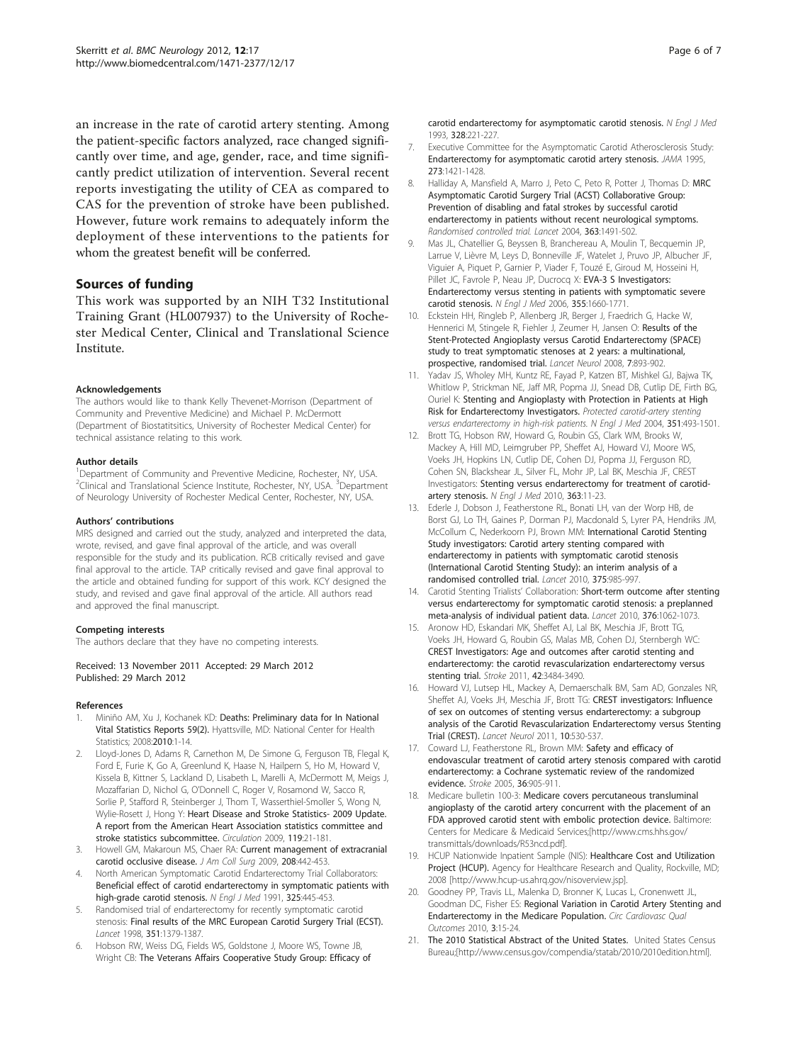an increase in the rate of carotid artery stenting. Among the patient-specific factors analyzed, race changed significantly over time, and age, gender, race, and time significantly predict utilization of intervention. Several recent reports investigating the utility of CEA as compared to CAS for the prevention of stroke have been published. However, future work remains to adequately inform the deployment of these interventions to the patients for whom the greatest benefit will be conferred.

## Sources of funding

This work was supported by an NIH T32 Institutional Training Grant (HL007937) to the University of Rochester Medical Center, Clinical and Translational Science Institute.

#### Acknowledgements

The authors would like to thank Kelly Thevenet-Morrison (Department of Community and Preventive Medicine) and Michael P. McDermott (Department of Biostatitsitics, University of Rochester Medical Center) for technical assistance relating to this work.

#### Author details

[1]Department of Community and Preventive Medicine, Rochester, NY, USA. [2]Clinical and Translational Science Institute, Rochester, NY, USA. [3]Department of Neurology University of Rochester Medical Center, Rochester, NY, USA.

#### Authors' contributions

MRS designed and carried out the study, analyzed and interpreted the data, wrote, revised, and gave final approval of the article, and was overall responsible for the study and its publication. RCB critically revised and gave final approval to the article. TAP critically revised and gave final approval to the article and obtained funding for support of this work. KCY designed the study, and revised and gave final approval of the article. All authors read and approved the final manuscript.

#### Competing interests

The authors declare that they have no competing interests.

Received: 13 November 2011 Accepted: 29 March 2012
Published: 29 March 2012

#### References

1. Miniño AM, Xu J, Kochanek KD: **Deaths: Preliminary data for In National Vital Statistics Reports 59(2).** Hyattsville, MD: National Center for Health Statistics; 2008:**2010**:1-14.
2. Lloyd-Jones D, Adams R, Carnethon M, De Simone G, Ferguson TB, Flegal K, Ford E, Furie K, Go A, Greenlund K, Haase N, Hailpern S, Ho M, Howard V, Kissela B, Kittner S, Lackland D, Lisabeth L, Marelli A, McDermott M, Meigs J, Mozaffarian D, Nichol G, O'Donnell C, Roger V, Rosamond W, Sacco R, Sorlie P, Stafford R, Steinberger J, Thom T, Wasserthiel-Smoller S, Wong N, Wylie-Rosett J, Hong Y: **Heart Disease and Stroke Statistics- 2009 Update. A report from the American Heart Association statistics committee and stroke statistics subcommittee.** *Circulation* 2009, **119**:21-181.
3. Howell GM, Makaroun MS, Chaer RA: **Current management of extracranial carotid occlusive disease.** *J Am Coll Surg* 2009, **208**:442-453.
4. North American Symptomatic Carotid Endarterectomy Trial Collaborators: **Beneficial effect of carotid endarterectomy in symptomatic patients with high-grade carotid stenosis.** *N Engl J Med* 1991, **325**:445-453.
5. Randomised trial of endarterectomy for recently symptomatic carotid stenosis: **Final results of the MRC European Carotid Surgery Trial (ECST).** *Lancet* 1998, **351**:1379-1387.
6. Hobson RW, Weiss DG, Fields WS, Goldstone J, Moore WS, Towne JB, Wright CB: **The Veterans Affairs Cooperative Study Group: Efficacy of carotid endarterectomy for asymptomatic carotid stenosis.** *N Engl J Med* 1993, **328**:221-227.
7. Executive Committee for the Asymptomatic Carotid Atherosclerosis Study: **Endarterectomy for asymptomatic carotid artery stenosis.** *JAMA* 1995, **273**:1421-1428.
8. Halliday A, Mansfield A, Marro J, Peto C, Peto R, Potter J, Thomas D: **MRC Asymptomatic Carotid Surgery Trial (ACST) Collaborative Group: Prevention of disabling and fatal strokes by successful carotid endarterectomy in patients without recent neurological symptoms.** *Randomised controlled trial. Lancet* 2004, **363**:1491-502.
9. Mas JL, Chatellier G, Beyssen B, Branchereau A, Moulin T, Becquemin JP, Larrue V, Lièvre M, Leys D, Bonneville JF, Watelet J, Pruvo JP, Albucher JF, Viguier A, Piquet P, Garnier P, Viader F, Touzé E, Giroud M, Hosseini H, Pillet JC, Favrole P, Neau JP, Ducrocq X: **EVA-3 S Investigators: Endarterectomy versus stenting in patients with symptomatic severe carotid stenosis.** *N Engl J Med* 2006, **355**:1660-1771.
10. Eckstein HH, Ringleb P, Allenberg JR, Berger J, Fraedrich G, Hacke W, Hennerici M, Stingele R, Fiehler J, Zeumer H, Jansen O: **Results of the Stent-Protected Angioplasty versus Carotid Endarterectomy (SPACE) study to treat symptomatic stenoses at 2 years: a multinational, prospective, randomised trial.** *Lancet Neurol* 2008, **7**:893-902.
11. Yadav JS, Wholey MH, Kuntz RE, Fayad P, Katzen BT, Mishkel GJ, Bajwa TK, Whitlow P, Strickman NE, Jaff MR, Popma JJ, Snead DB, Cutlip DE, Firth BG, Ouriel K: **Stenting and Angioplasty with Protection in Patients at High Risk for Endarterectomy Investigators.** *Protected carotid-artery stenting versus endarterectomy in high-risk patients. N Engl J Med* 2004, **351**:493-1501.
12. Brott TG, Hobson RW, Howard G, Roubin GS, Clark WM, Brooks W, Mackey A, Hill MD, Leimgruber PP, Sheffet AJ, Howard VJ, Moore WS, Voeks JH, Hopkins LN, Cutlip DE, Cohen DJ, Popma JJ, Ferguson RD, Cohen SN, Blackshear JL, Silver FL, Mohr JP, Lal BK, Meschia JF, CREST Investigators: **Stenting versus endarterectomy for treatment of carotid-artery stenosis.** *N Engl J Med* 2010, **363**:11-23.
13. Ederle J, Dobson J, Featherstone RL, Bonati LH, van der Worp HB, de Borst GJ, Lo TH, Gaines P, Dorman PJ, Macdonald S, Lyrer PA, Hendriks JM, McCollum C, Nederkoorn PJ, Brown MM: **International Carotid Stenting Study investigators: Carotid artery stenting compared with endarterectomy in patients with symptomatic carotid stenosis (International Carotid Stenting Study): an interim analysis of a randomised controlled trial.** *Lancet* 2010, **375**:985-997.
14. Carotid Stenting Trialists' Collaboration: **Short-term outcome after stenting versus endarterectomy for symptomatic carotid stenosis: a preplanned meta-analysis of individual patient data.** *Lancet* 2010, **376**:1062-1073.
15. Aronow HD, Eskandari MK, Sheffet AJ, Lal BK, Meschia JF, Brott TG, Voeks JH, Howard G, Roubin GS, Malas MB, Cohen DJ, Sternbergh WC: **CREST Investigators: Age and outcomes after carotid stenting and endarterectomy: the carotid revascularization endarterectomy versus stenting trial.** *Stroke* 2011, **42**:3484-3490.
16. Howard VJ, Lutsep HL, Mackey A, Demaerschalk BM, Sam AD, Gonzales NR, Sheffet AJ, Voeks JH, Meschia JF, Brott TG: **CREST investigators: Influence of sex on outcomes of stenting versus endarterectomy: a subgroup analysis of the Carotid Revascularization Endarterectomy versus Stenting Trial (CREST).** *Lancet Neurol* 2011, **10**:530-537.
17. Coward LJ, Featherstone RL, Brown MM: **Safety and efficacy of endovascular treatment of carotid artery stenosis compared with carotid endarterectomy: a Cochrane systematic review of the randomized evidence.** *Stroke* 2005, **36**:905-911.
18. Medicare bulletin 100-3: **Medicare covers percutaneous transluminal angioplasty of the carotid artery concurrent with the placement of an FDA approved carotid stent with embolic protection device.** Baltimore: Centers for Medicare & Medicaid Services;[http://www.cms.hhs.gov/transmittals/downloads/R53ncd.pdf].
19. HCUP Nationwide Inpatient Sample (NIS): **Healthcare Cost and Utilization Project (HCUP).** Agency for Healthcare Research and Quality, Rockville, MD; 2008 [http://www.hcup-us.ahrq.gov/nisoverview.jsp].
20. Goodney PP, Travis LL, Malenka D, Bronner K, Lucas L, Cronenwett JL, Goodman DC, Fisher ES: **Regional Variation in Carotid Artery Stenting and Endarterectomy in the Medicare Population.** *Circ Cardiovasc Qual Outcomes* 2010, **3**:15-24.
21. **The 2010 Statistical Abstract of the United States.** United States Census Bureau;[http://www.census.gov/compendia/statab/2010/2010edition.html].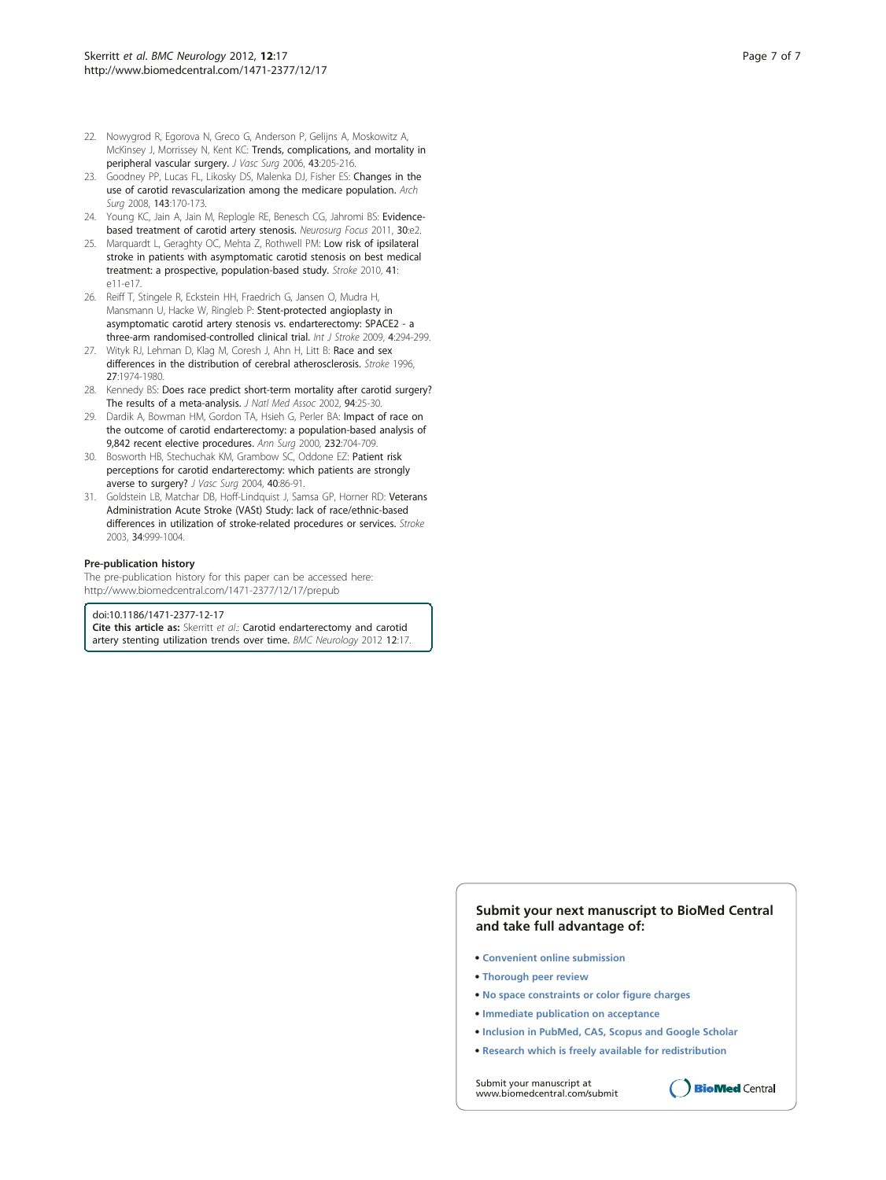22. Nowygrod R, Egorova N, Greco G, Anderson P, Gelijns A, Moskowitz A, McKinsey J, Morrissey N, Kent KC: Trends, complications, and mortality in peripheral vascular surgery. *J Vasc Surg* 2006, **43**:205-216.
23. Goodney PP, Lucas FL, Likosky DS, Malenka DJ, Fisher ES: Changes in the use of carotid revascularization among the medicare population. *Arch Surg* 2008, **143**:170-173.
24. Young KC, Jain A, Jain M, Replogle RE, Benesch CG, Jahromi BS: Evidence-based treatment of carotid artery stenosis. *Neurosurg Focus* 2011, **30**:e2.
25. Marquardt L, Geraghty OC, Mehta Z, Rothwell PM: Low risk of ipsilateral stroke in patients with asymptomatic carotid stenosis on best medical treatment: a prospective, population-based study. *Stroke* 2010, **41**: e11-e17.
26. Reiff T, Stingele R, Eckstein HH, Fraedrich G, Jansen O, Mudra H, Mansmann U, Hacke W, Ringleb P: Stent-protected angioplasty in asymptomatic carotid artery stenosis vs. endarterectomy: SPACE2 - a three-arm randomised-controlled clinical trial. *Int J Stroke* 2009, **4**:294-299.
27. Wityk RJ, Lehman D, Klag M, Coresh J, Ahn H, Litt B: Race and sex differences in the distribution of cerebral atherosclerosis. *Stroke* 1996, **27**:1974-1980.
28. Kennedy BS: Does race predict short-term mortality after carotid surgery? The results of a meta-analysis. *J Natl Med Assoc* 2002, **94**:25-30.
29. Dardik A, Bowman HM, Gordon TA, Hsieh G, Perler BA: Impact of race on the outcome of carotid endarterectomy: a population-based analysis of 9,842 recent elective procedures. *Ann Surg* 2000, **232**:704-709.
30. Bosworth HB, Stechuchak KM, Grambow SC, Oddone EZ: Patient risk perceptions for carotid endarterectomy: which patients are strongly averse to surgery? *J Vasc Surg* 2004, **40**:86-91.
31. Goldstein LB, Matchar DB, Hoff-Lindquist J, Samsa GP, Horner RD: Veterans Administration Acute Stroke (VASt) Study: lack of race/ethnic-based differences in utilization of stroke-related procedures or services. *Stroke* 2003, **34**:999-1004.

#### Pre-publication history

The pre-publication history for this paper can be accessed here:
http://www.biomedcentral.com/1471-2377/12/17/prepub

doi:10.1186/1471-2377-12-17
**Cite this article as:** Skerritt *et al.*: Carotid endarterectomy and carotid artery stenting utilization trends over time. *BMC Neurology* 2012 **12**:17.

**Submit your next manuscript to BioMed Central and take full advantage of:**

- Convenient online submission
- Thorough peer review
- No space constraints or color figure charges
- Immediate publication on acceptance
- Inclusion in PubMed, CAS, Scopus and Google Scholar
- Research which is freely available for redistribution

Submit your manuscript at
www.biomedcentral.com/submit

BioMed Central